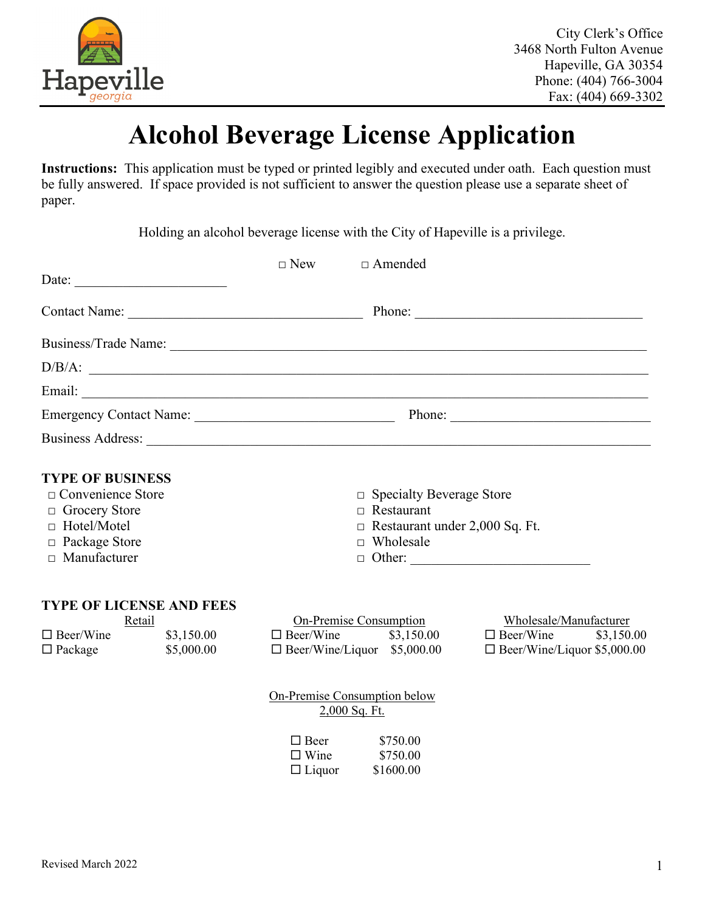City Clerk's Office
3468 North Fulton Avenue
Hapeville, GA 30354
Phone: (404) 766-3004
Fax: (404) 669-3302

# Alcohol Beverage License Application

**Instructions:** This application must be typed or printed legibly and executed under oath. Each question must be fully answered. If space provided is not sufficient to answer the question please use a separate sheet of paper.

Holding an alcohol beverage license with the City of Hapeville is a privilege.

Date: ______________________ □ New □ Amended

Contact Name: ___________________________________ Phone: __________________________________

Business/Trade Name: ______________________________________________________________________

D/B/A: ___________________________________________________________________________________

Email: ____________________________________________________________________________________

Emergency Contact Name: ______________________________ Phone: ______________________________

Business Address: __________________________________________________________________________

**TYPE OF BUSINESS**

- □ Convenience Store
- □ Grocery Store
- □ Hotel/Motel
- □ Package Store
- □ Manufacturer
- □ Specialty Beverage Store
- □ Restaurant
- □ Restaurant under 2,000 Sq. Ft.
- □ Wholesale
- □ Other: __________________________

**TYPE OF LICENSE AND FEES**

| Retail | | On-Premise Consumption | | Wholesale/Manufacturer | |
|---|---|---|---|---|---|
| ☐ Beer/Wine | $3,150.00 | ☐ Beer/Wine | $3,150.00 | ☐ Beer/Wine | $3,150.00 |
| ☐ Package | $5,000.00 | ☐ Beer/Wine/Liquor | $5,000.00 | ☐ Beer/Wine/Liquor | $5,000.00 |

On-Premise Consumption below 2,000 Sq. Ft.

| | |
|---|---|
| ☐ Beer | $750.00 |
| ☐ Wine | $750.00 |
| ☐ Liquor | $1600.00 |

Revised March 2022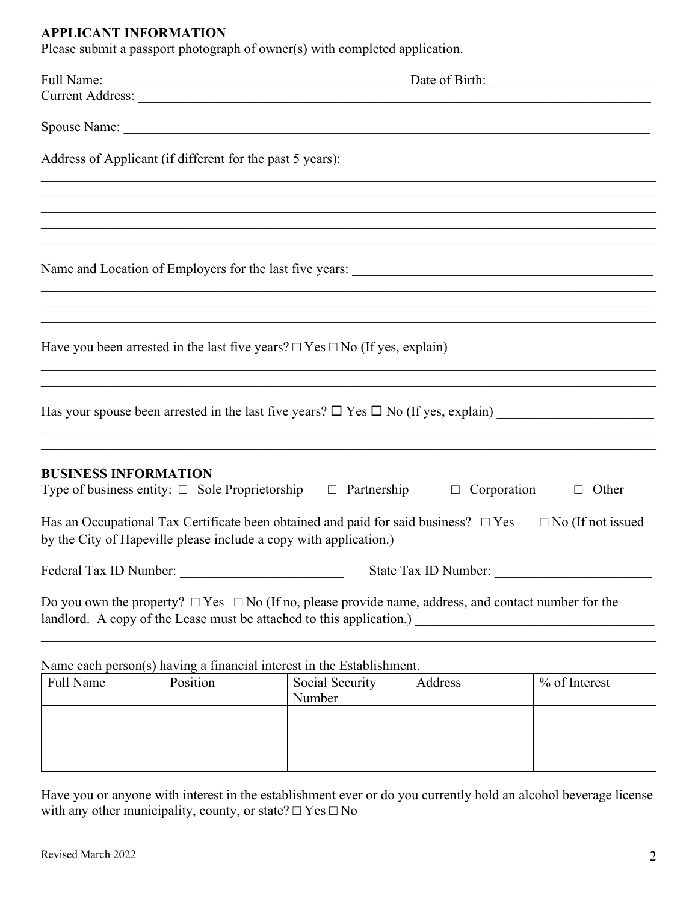**APPLICANT INFORMATION**

Please submit a passport photograph of owner(s) with completed application.

Full Name: ___________________________________________ Date of Birth: ________________________

Current Address: ______________________________________________________________________________

Spouse Name: _________________________________________________________________________________

Address of Applicant (if different for the past 5 years):

_____________________________________________________________________________________________

_____________________________________________________________________________________________

_____________________________________________________________________________________________

_____________________________________________________________________________________________

_____________________________________________________________________________________________

Name and Location of Employers for the last five years: _____________________________________________

_____________________________________________________________________________________________

_____________________________________________________________________________________________

_____________________________________________________________________________________________

Have you been arrested in the last five years? □ Yes □ No (If yes, explain)

_____________________________________________________________________________________________

_____________________________________________________________________________________________

Has your spouse been arrested in the last five years? ☐ Yes ☐ No (If yes, explain) _______________________

_____________________________________________________________________________________________

_____________________________________________________________________________________________

**BUSINESS INFORMATION**

Type of business entity: □ Sole Proprietorship □ Partnership □ Corporation □ Other

Has an Occupational Tax Certificate been obtained and paid for said business? □ Yes □ No (If not issued by the City of Hapeville please include a copy with application.)

Federal Tax ID Number: ________________________ State Tax ID Number: _______________________

Do you own the property? □ Yes □ No (If no, please provide name, address, and contact number for the landlord. A copy of the Lease must be attached to this application.) __________________________________

_____________________________________________________________________________________________

Name each person(s) having a financial interest in the Establishment.

| Full Name | Position | Social Security Number | Address | % of Interest |
|---|---|---|---|---|
| | | | | |
| | | | | |
| | | | | |
| | | | | |

Have you or anyone with interest in the establishment ever or do you currently hold an alcohol beverage license with any other municipality, county, or state? □ Yes □ No

Revised March 2022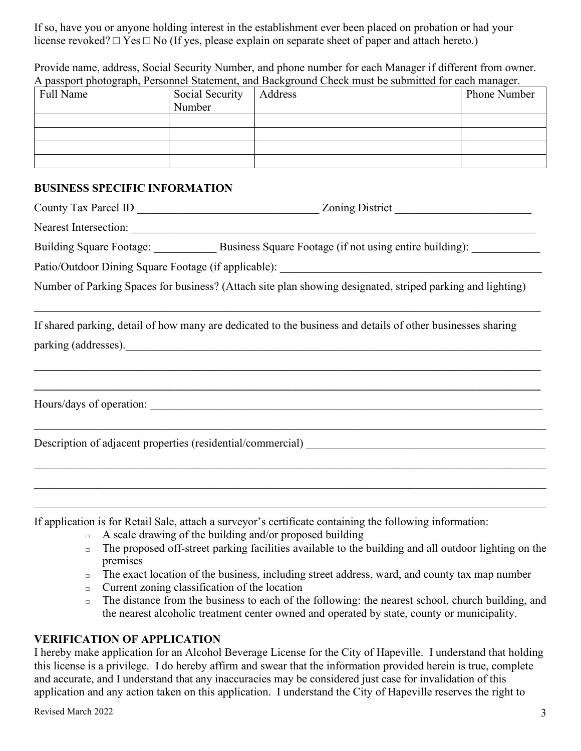If so, have you or anyone holding interest in the establishment ever been placed on probation or had your license revoked? □ Yes □ No (If yes, please explain on separate sheet of paper and attach hereto.)

Provide name, address, Social Security Number, and phone number for each Manager if different from owner. A passport photograph, Personnel Statement, and Background Check must be submitted for each manager.

| Full Name | Social Security Number | Address | Phone Number |
|---|---|---|---|
| | | | |
| | | | |
| | | | |
| | | | |

## BUSINESS SPECIFIC INFORMATION

County Tax Parcel ID ________________________________ Zoning District ________________________

Nearest Intersection: ______________________________________________________________________

Building Square Footage: ___________ Business Square Footage (if not using entire building): ____________

Patio/Outdoor Dining Square Footage (if applicable): ______________________________________________

Number of Parking Spaces for business? (Attach site plan showing designated, striped parking and lighting)

__________________________________________________________________________________________

If shared parking, detail of how many are dedicated to the business and details of other businesses sharing parking (addresses).___________________________________________________________________________

__________________________________________________________________________________________

__________________________________________________________________________________________

Hours/days of operation: _____________________________________________________________________

__________________________________________________________________________________________

Description of adjacent properties (residential/commercial) __________________________________________

__________________________________________________________________________________________

__________________________________________________________________________________________

__________________________________________________________________________________________

If application is for Retail Sale, attach a surveyor's certificate containing the following information:

- A scale drawing of the building and/or proposed building
- The proposed off-street parking facilities available to the building and all outdoor lighting on the premises
- The exact location of the business, including street address, ward, and county tax map number
- Current zoning classification of the location
- The distance from the business to each of the following: the nearest school, church building, and the nearest alcoholic treatment center owned and operated by state, county or municipality.

## VERIFICATION OF APPLICATION

I hereby make application for an Alcohol Beverage License for the City of Hapeville. I understand that holding this license is a privilege. I do hereby affirm and swear that the information provided herein is true, complete and accurate, and I understand that any inaccuracies may be considered just case for invalidation of this application and any action taken on this application. I understand the City of Hapeville reserves the right to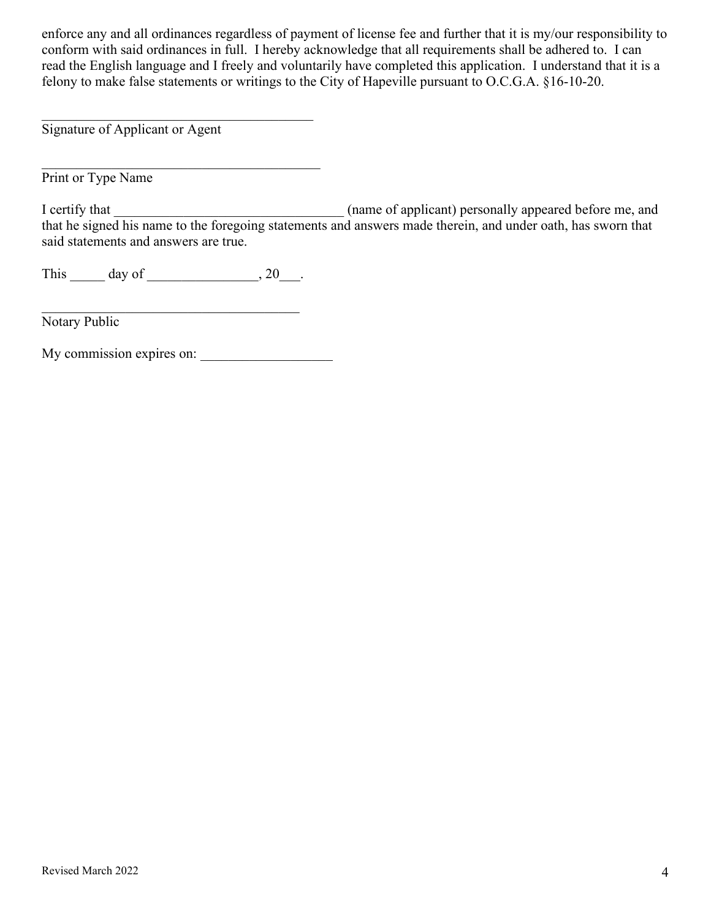enforce any and all ordinances regardless of payment of license fee and further that it is my/our responsibility to conform with said ordinances in full. I hereby acknowledge that all requirements shall be adhered to. I can read the English language and I freely and voluntarily have completed this application. I understand that it is a felony to make false statements or writings to the City of Hapeville pursuant to O.C.G.A. §16-10-20.

\_\_\_\_\_\_\_\_\_\_\_\_\_\_\_\_\_\_\_\_\_\_\_\_\_\_\_\_\_\_\_\_\_\_\_\_\_\_\_\_\_
Signature of Applicant or Agent

\_\_\_\_\_\_\_\_\_\_\_\_\_\_\_\_\_\_\_\_\_\_\_\_\_\_\_\_\_\_\_\_\_\_\_\_\_\_\_\_\_\_
Print or Type Name

I certify that \_\_\_\_\_\_\_\_\_\_\_\_\_\_\_\_\_\_\_\_\_\_\_\_\_\_\_\_\_\_\_\_\_\_\_ (name of applicant) personally appeared before me, and that he signed his name to the foregoing statements and answers made therein, and under oath, has sworn that said statements and answers are true.

This \_\_\_\_\_ day of \_\_\_\_\_\_\_\_\_\_\_\_\_\_\_\_, 20\_\_\_.

\_\_\_\_\_\_\_\_\_\_\_\_\_\_\_\_\_\_\_\_\_\_\_\_\_\_\_\_\_\_\_\_\_\_\_\_\_\_\_
Notary Public

My commission expires on: \_\_\_\_\_\_\_\_\_\_\_\_\_\_\_\_\_\_\_

Revised March 2022